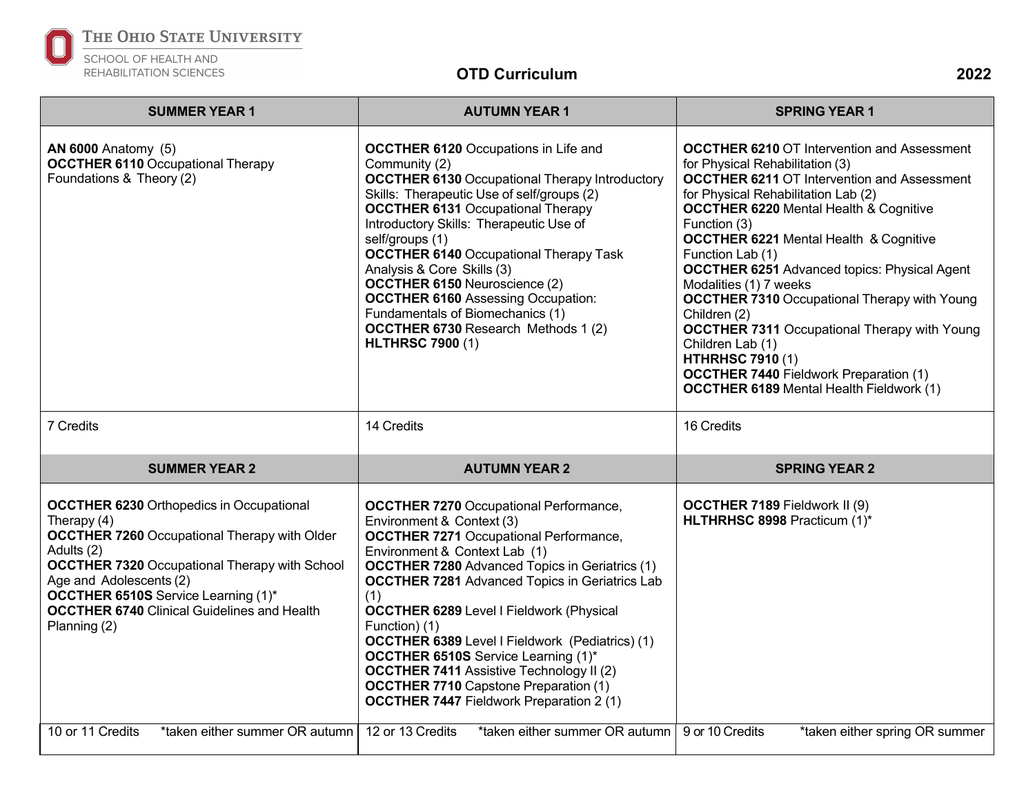THE OHIO STATE UNIVERSITY
SCHOOL OF HEALTH AND REHABILITATION SCIENCES

# OTD Curriculum 2022

| SUMMER YEAR 1 | AUTUMN YEAR 1 | SPRING YEAR 1 |
|---|---|---|
| **AN 6000** Anatomy (5)<br>**OCCTHER 6110** Occupational Therapy Foundations & Theory (2) | **OCCTHER 6120** Occupations in Life and Community (2)<br>**OCCTHER 6130** Occupational Therapy Introductory Skills: Therapeutic Use of self/groups (2)<br>**OCCTHER 6131** Occupational Therapy Introductory Skills: Therapeutic Use of self/groups (1)<br>**OCCTHER 6140** Occupational Therapy Task Analysis & Core Skills (3)<br>**OCCTHER 6150** Neuroscience (2)<br>**OCCTHER 6160** Assessing Occupation: Fundamentals of Biomechanics (1)<br>**OCCTHER 6730** Research Methods 1 (2)<br>**HLTHRSC 7900** (1) | **OCCTHER 6210** OT Intervention and Assessment for Physical Rehabilitation (3)<br>**OCCTHER 6211** OT Intervention and Assessment for Physical Rehabilitation Lab (2)<br>**OCCTHER 6220** Mental Health & Cognitive Function (3)<br>**OCCTHER 6221** Mental Health & Cognitive Function Lab (1)<br>**OCCTHER 6251** Advanced topics: Physical Agent Modalities (1) 7 weeks<br>**OCCTHER 7310** Occupational Therapy with Young Children (2)<br>**OCCTHER 7311** Occupational Therapy with Young Children Lab (1)<br>**HTHRHSC 7910** (1)<br>**OCCTHER 7440** Fieldwork Preparation (1)<br>**OCCTHER 6189** Mental Health Fieldwork (1) |
| 7 Credits | 14 Credits | 16 Credits |
| **SUMMER YEAR 2** | **AUTUMN YEAR 2** | **SPRING YEAR 2** |
| **OCCTHER 6230** Orthopedics in Occupational Therapy (4)<br>**OCCTHER 7260** Occupational Therapy with Older Adults (2)<br>**OCCTHER 7320** Occupational Therapy with School Age and Adolescents (2)<br>**OCCTHER 6510S** Service Learning (1)*<br>**OCCTHER 6740** Clinical Guidelines and Health Planning (2) | **OCCTHER 7270** Occupational Performance, Environment & Context (3)<br>**OCCTHER 7271** Occupational Performance, Environment & Context Lab (1)<br>**OCCTHER 7280** Advanced Topics in Geriatrics (1)<br>**OCCTHER 7281** Advanced Topics in Geriatrics Lab (1)<br>**OCCTHER 6289** Level I Fieldwork (Physical Function) (1)<br>**OCCTHER 6389** Level I Fieldwork (Pediatrics) (1)<br>**OCCTHER 6510S** Service Learning (1)*<br>**OCCTHER 7411** Assistive Technology II (2)<br>**OCCTHER 7710** Capstone Preparation (1)<br>**OCCTHER 7447** Fieldwork Preparation 2 (1) | **OCCTHER 7189** Fieldwork II (9)<br>**HLTHRHSC 8998** Practicum (1)* |
| 10 or 11 Credits *taken either summer OR autumn | 12 or 13 Credits *taken either summer OR autumn | 9 or 10 Credits *taken either spring OR summer |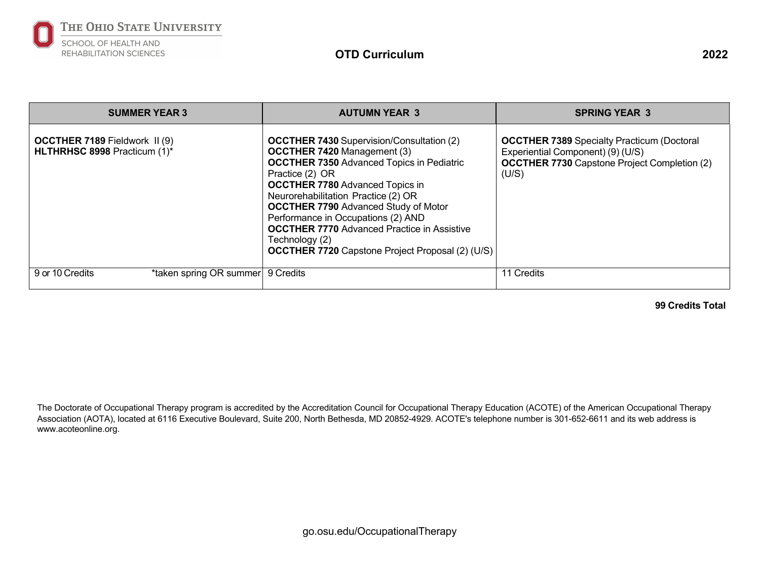THE OHIO STATE UNIVERSITY

SCHOOL OF HEALTH AND REHABILITATION SCIENCES

# OTD Curriculum

**2022**

| SUMMER YEAR 3 | AUTUMN YEAR 3 | SPRING YEAR 3 |
|---|---|---|
| **OCCTHER 7189** Fieldwork II (9)<br>**HLTHRHSC 8998** Practicum (1)* | **OCCTHER 7430** Supervision/Consultation (2)<br>**OCCTHER 7420** Management (3)<br>**OCCTHER 7350** Advanced Topics in Pediatric Practice (2) OR<br>**OCCTHER 7780** Advanced Topics in Neurorehabilitation Practice (2) OR<br>**OCCTHER 7790** Advanced Study of Motor Performance in Occupations (2) AND<br>**OCCTHER 7770** Advanced Practice in Assistive Technology (2)<br>**OCCTHER 7720** Capstone Project Proposal (2) (U/S) | **OCCTHER 7389** Specialty Practicum (Doctoral Experiential Component) (9) (U/S)<br>**OCCTHER 7730** Capstone Project Completion (2) (U/S) |
| 9 or 10 Credits *taken spring OR summer | 9 Credits | 11 Credits |

**99 Credits Total**

The Doctorate of Occupational Therapy program is accredited by the Accreditation Council for Occupational Therapy Education (ACOTE) of the American Occupational Therapy Association (AOTA), located at 6116 Executive Boulevard, Suite 200, North Bethesda, MD 20852-4929. ACOTE's telephone number is 301-652-6611 and its web address is www.acoteonline.org.

go.osu.edu/OccupationalTherapy